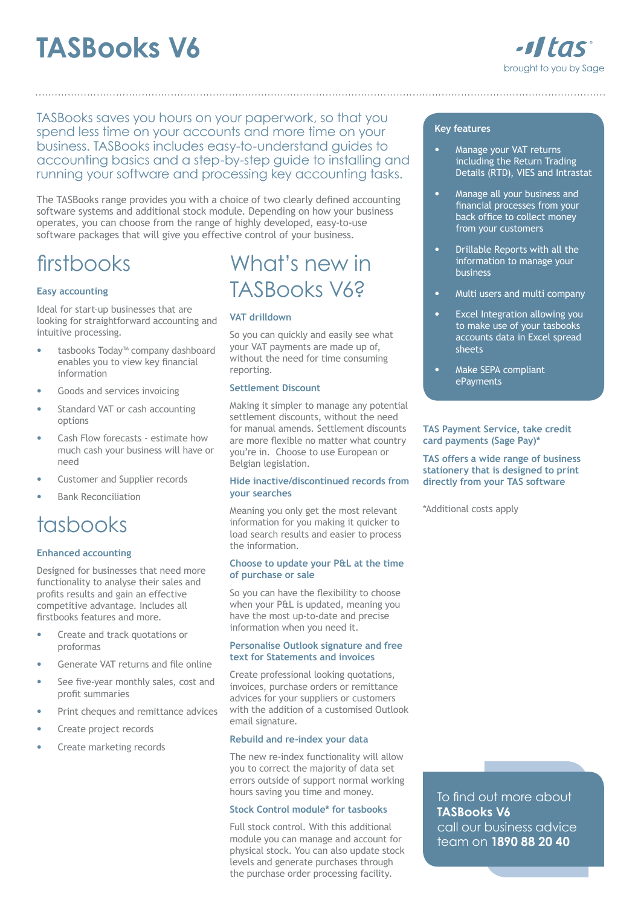# TASBooks V6

tas
brought to you by Sage

TASBooks saves you hours on your paperwork, so that you spend less time on your accounts and more time on your business. TASBooks includes easy-to-understand guides to accounting basics and a step-by-step guide to installing and running your software and processing key accounting tasks.

The TASBooks range provides you with a choice of two clearly defined accounting software systems and additional stock module. Depending on how your business operates, you can choose from the range of highly developed, easy-to-use software packages that will give you effective control of your business.

## firstbooks

### Easy accounting

Ideal for start-up businesses that are looking for straightforward accounting and intuitive processing.

- tasbooks Today™ company dashboard enables you to view key financial information
- Goods and services invoicing
- Standard VAT or cash accounting options
- Cash Flow forecasts - estimate how much cash your business will have or need
- Customer and Supplier records
- Bank Reconciliation

## tasbooks

### Enhanced accounting

Designed for businesses that need more functionality to analyse their sales and profits results and gain an effective competitive advantage. Includes all firstbooks features and more.

- Create and track quotations or proformas
- Generate VAT returns and file online
- See five-year monthly sales, cost and profit summaries
- Print cheques and remittance advices
- Create project records
- Create marketing records

## What's new in TASBooks V6?

### VAT drilldown

So you can quickly and easily see what your VAT payments are made up of, without the need for time consuming reporting.

### Settlement Discount

Making it simpler to manage any potential settlement discounts, without the need for manual amends. Settlement discounts are more flexible no matter what country you're in. Choose to use European or Belgian legislation.

### Hide inactive/discontinued records from your searches

Meaning you only get the most relevant information for you making it quicker to load search results and easier to process the information.

### Choose to update your P&L at the time of purchase or sale

So you can have the flexibility to choose when your P&L is updated, meaning you have the most up-to-date and precise information when you need it.

### Personalise Outlook signature and free text for Statements and invoices

Create professional looking quotations, invoices, purchase orders or remittance advices for your suppliers or customers with the addition of a customised Outlook email signature.

### Rebuild and re-index your data

The new re-index functionality will allow you to correct the majority of data set errors outside of support normal working hours saving you time and money.

### Stock Control module* for tasbooks

Full stock control. With this additional module you can manage and account for physical stock. You can also update stock levels and generate purchases through the purchase order processing facility.

### Key features

- Manage your VAT returns including the Return Trading Details (RTD), VIES and Intrastat
- Manage all your business and financial processes from your back office to collect money from your customers
- Drillable Reports with all the information to manage your business
- Multi users and multi company
- Excel Integration allowing you to make use of your tasbooks accounts data in Excel spread sheets
- Make SEPA compliant ePayments

**TAS Payment Service, take credit card payments (Sage Pay)***

**TAS offers a wide range of business stationery that is designed to print directly from your TAS software**

*Additional costs apply

To find out more about **TASBooks V6** call our business advice team on **1890 88 20 40**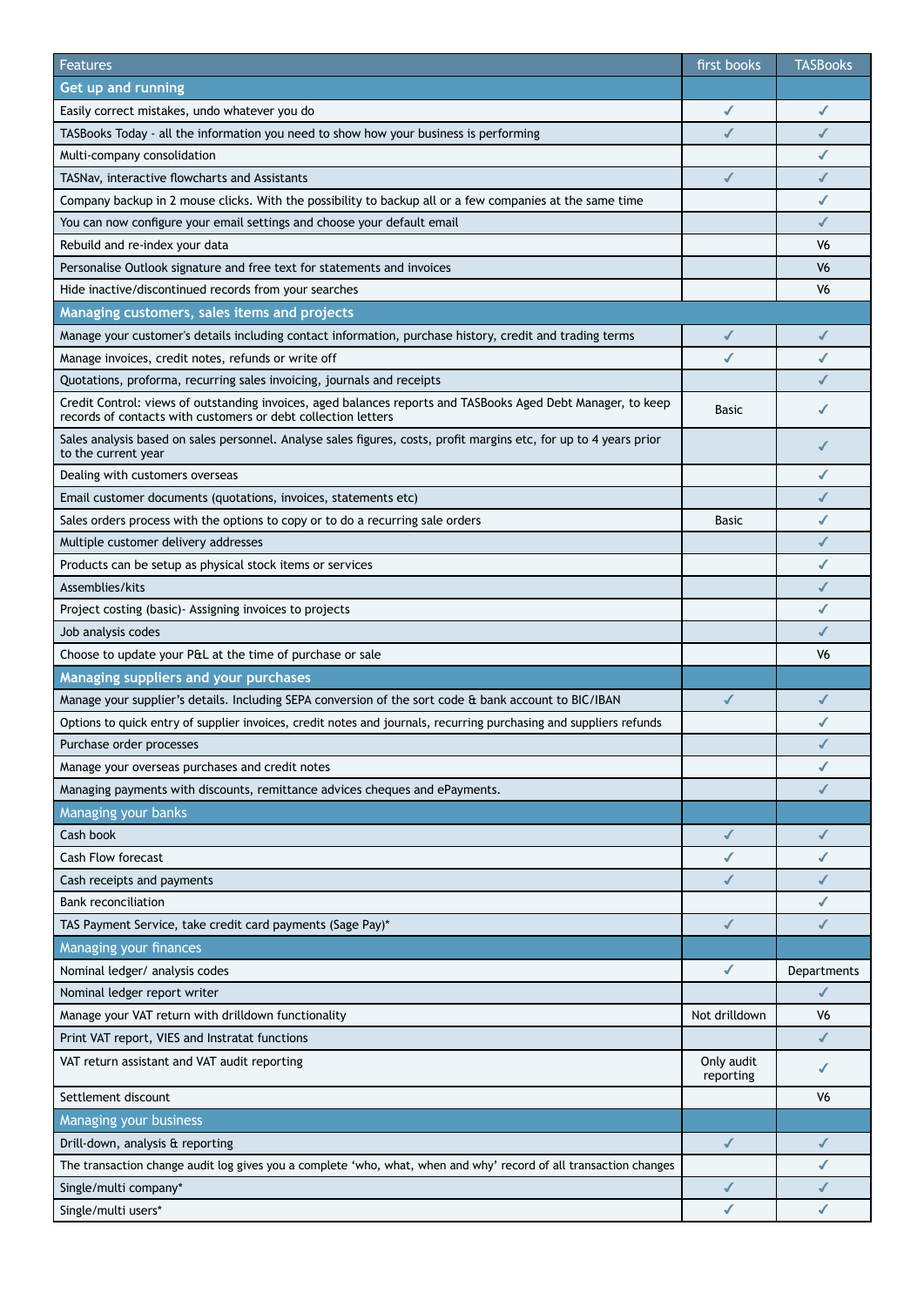| Features | first books | TASBooks |
|---|---|---|
| **Get up and running** | | |
| Easily correct mistakes, undo whatever you do | ✓ | ✓ |
| TASBooks Today - all the information you need to show how your business is performing | ✓ | ✓ |
| Multi-company consolidation | | ✓ |
| TASNav, interactive flowcharts and Assistants | ✓ | ✓ |
| Company backup in 2 mouse clicks. With the possibility to backup all or a few companies at the same time | | ✓ |
| You can now configure your email settings and choose your default email | | ✓ |
| Rebuild and re-index your data | | V6 |
| Personalise Outlook signature and free text for statements and invoices | | V6 |
| Hide inactive/discontinued records from your searches | | V6 |
| **Managing customers, sales items and projects** | | |
| Manage your customer's details including contact information, purchase history, credit and trading terms | ✓ | ✓ |
| Manage invoices, credit notes, refunds or write off | ✓ | ✓ |
| Quotations, proforma, recurring sales invoicing, journals and receipts | | ✓ |
| Credit Control: views of outstanding invoices, aged balances reports and TASBooks Aged Debt Manager, to keep records of contacts with customers or debt collection letters | Basic | ✓ |
| Sales analysis based on sales personnel. Analyse sales figures, costs, profit margins etc, for up to 4 years prior to the current year | | ✓ |
| Dealing with customers overseas | | ✓ |
| Email customer documents (quotations, invoices, statements etc) | | ✓ |
| Sales orders process with the options to copy or to do a recurring sale orders | Basic | ✓ |
| Multiple customer delivery addresses | | ✓ |
| Products can be setup as physical stock items or services | | ✓ |
| Assemblies/kits | | ✓ |
| Project costing (basic)- Assigning invoices to projects | | ✓ |
| Job analysis codes | | ✓ |
| Choose to update your P&L at the time of purchase or sale | | V6 |
| **Managing suppliers and your purchases** | | |
| Manage your supplier's details. Including SEPA conversion of the sort code & bank account to BIC/IBAN | ✓ | ✓ |
| Options to quick entry of supplier invoices, credit notes and journals, recurring purchasing and suppliers refunds | | ✓ |
| Purchase order processes | | ✓ |
| Manage your overseas purchases and credit notes | | ✓ |
| Managing payments with discounts, remittance advices cheques and ePayments. | | ✓ |
| **Managing your banks** | | |
| Cash book | ✓ | ✓ |
| Cash Flow forecast | ✓ | ✓ |
| Cash receipts and payments | ✓ | ✓ |
| Bank reconciliation | | ✓ |
| TAS Payment Service, take credit card payments (Sage Pay)* | ✓ | ✓ |
| **Managing your finances** | | |
| Nominal ledger/ analysis codes | ✓ | Departments |
| Nominal ledger report writer | | ✓ |
| Manage your VAT return with drilldown functionality | Not drilldown | V6 |
| Print VAT report, VIES and Instratat functions | | ✓ |
| VAT return assistant and VAT audit reporting | Only audit reporting | ✓ |
| Settlement discount | | V6 |
| **Managing your business** | | |
| Drill-down, analysis & reporting | ✓ | ✓ |
| The transaction change audit log gives you a complete 'who, what, when and why' record of all transaction changes | | ✓ |
| Single/multi company* | ✓ | ✓ |
| Single/multi users* | ✓ | ✓ |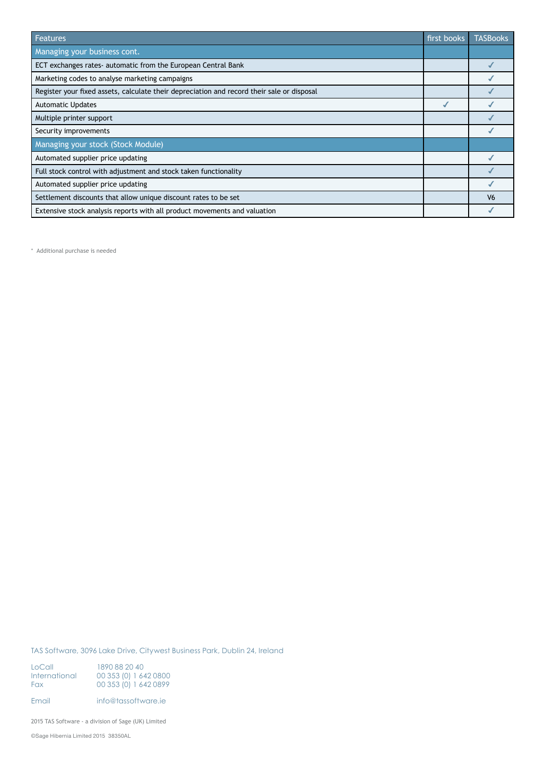| Features | first books | TASBooks |
|---|---|---|
| Managing your business cont. | | |
| ECT exchanges rates- automatic from the European Central Bank | | ✓ |
| Marketing codes to analyse marketing campaigns | | ✓ |
| Register your fixed assets, calculate their depreciation and record their sale or disposal | | ✓ |
| Automatic Updates | ✓ | ✓ |
| Multiple printer support | | ✓ |
| Security improvements | | ✓ |
| Managing your stock (Stock Module) | | |
| Automated supplier price updating | | ✓ |
| Full stock control with adjustment and stock taken functionality | | ✓ |
| Automated supplier price updating | | ✓ |
| Settlement discounts that allow unique discount rates to be set | | V6 |
| Extensive stock analysis reports with all product movements and valuation | | ✓ |

* Additional purchase is needed

TAS Software, 3096 Lake Drive, Citywest Business Park, Dublin 24, Ireland

LoCall 1890 88 20 40
International 00 353 (0) 1 642 0800
Fax 00 353 (0) 1 642 0899

Email info@tassoftware.ie

2015 TAS Software - a division of Sage (UK) Limited

©Sage Hibernia Limited 2015 38350AL